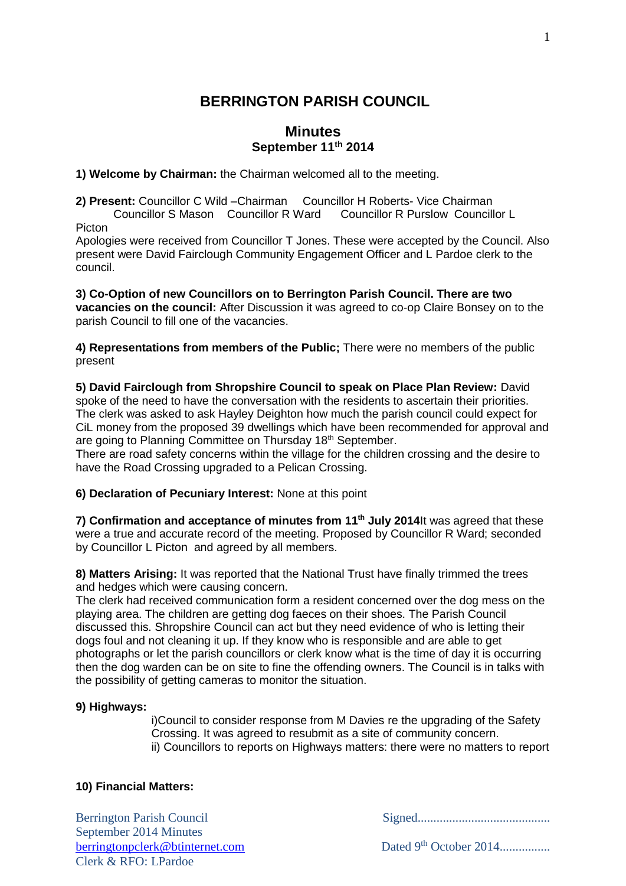# BERRINGTON PARISH COUNCIL

## Minutes
### September 11th 2014

**1) Welcome by Chairman:** the Chairman welcomed all to the meeting.

**2) Present:** Councillor C Wild –Chairman Councillor H Roberts- Vice Chairman Councillor S Mason Councillor R Ward Councillor R Purslow Councillor L Picton

Apologies were received from Councillor T Jones. These were accepted by the Council. Also present were David Fairclough Community Engagement Officer and L Pardoe clerk to the council.

**3) Co-Option of new Councillors on to Berrington Parish Council. There are two vacancies on the council:** After Discussion it was agreed to co-op Claire Bonsey on to the parish Council to fill one of the vacancies.

**4) Representations from members of the Public;** There were no members of the public present

**5) David Fairclough from Shropshire Council to speak on Place Plan Review:** David spoke of the need to have the conversation with the residents to ascertain their priorities. The clerk was asked to ask Hayley Deighton how much the parish council could expect for CiL money from the proposed 39 dwellings which have been recommended for approval and are going to Planning Committee on Thursday 18th September.

There are road safety concerns within the village for the children crossing and the desire to have the Road Crossing upgraded to a Pelican Crossing.

**6) Declaration of Pecuniary Interest:** None at this point

**7) Confirmation and acceptance of minutes from 11th July 2014**It was agreed that these were a true and accurate record of the meeting. Proposed by Councillor R Ward; seconded by Councillor L Picton and agreed by all members.

**8) Matters Arising:** It was reported that the National Trust have finally trimmed the trees and hedges which were causing concern.

The clerk had received communication form a resident concerned over the dog mess on the playing area. The children are getting dog faeces on their shoes. The Parish Council discussed this. Shropshire Council can act but they need evidence of who is letting their dogs foul and not cleaning it up. If they know who is responsible and are able to get photographs or let the parish councillors or clerk know what is the time of day it is occurring then the dog warden can be on site to fine the offending owners. The Council is in talks with the possibility of getting cameras to monitor the situation.

**9) Highways:**

i)Council to consider response from M Davies re the upgrading of the Safety Crossing. It was agreed to resubmit as a site of community concern.

ii) Councillors to reports on Highways matters: there were no matters to report

**10) Financial Matters:**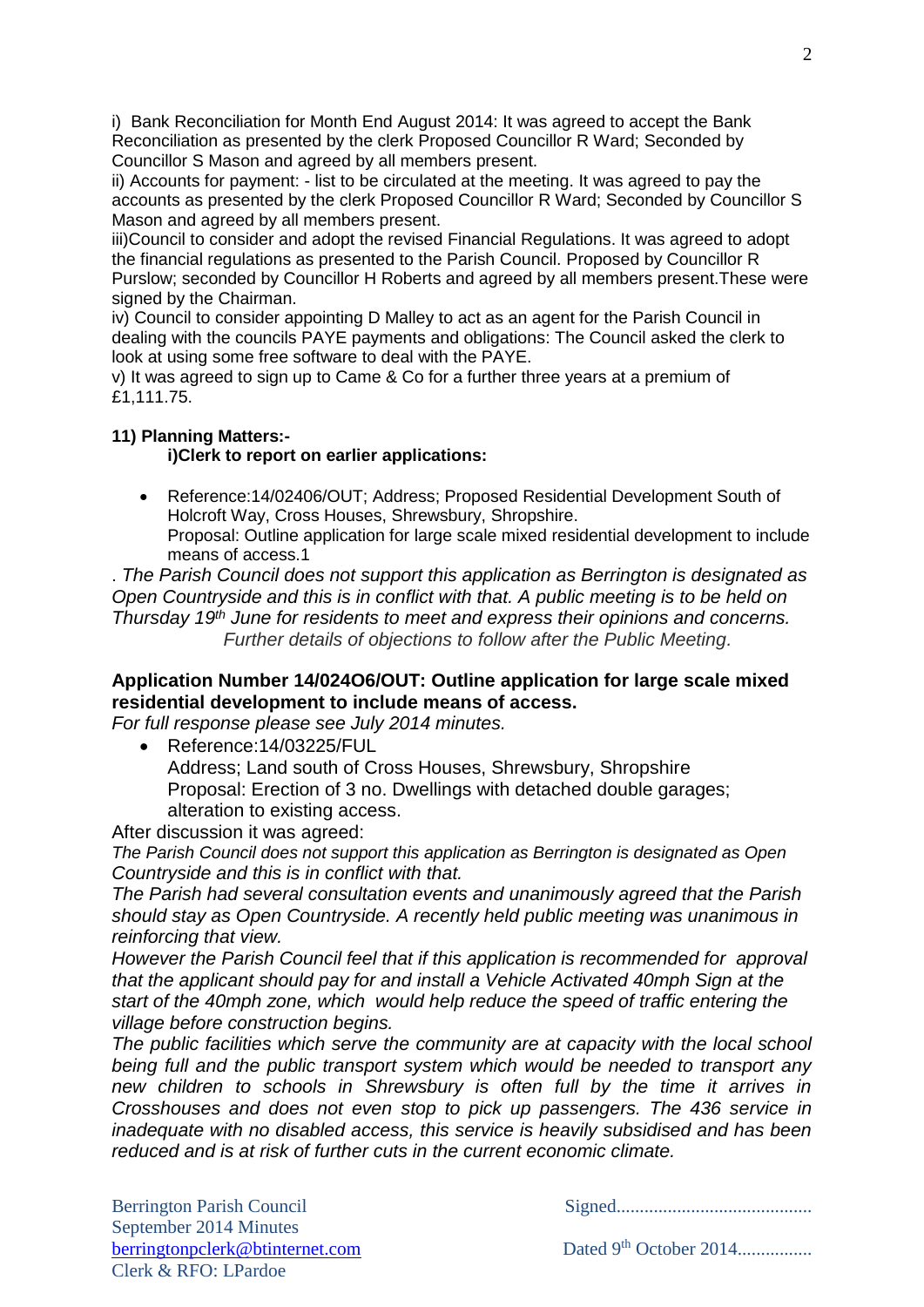i) Bank Reconciliation for Month End August 2014: It was agreed to accept the Bank Reconciliation as presented by the clerk Proposed Councillor R Ward; Seconded by Councillor S Mason and agreed by all members present.

ii) Accounts for payment: - list to be circulated at the meeting. It was agreed to pay the accounts as presented by the clerk Proposed Councillor R Ward; Seconded by Councillor S Mason and agreed by all members present.

iii)Council to consider and adopt the revised Financial Regulations. It was agreed to adopt the financial regulations as presented to the Parish Council. Proposed by Councillor R Purslow; seconded by Councillor H Roberts and agreed by all members present.These were signed by the Chairman.

iv) Council to consider appointing D Malley to act as an agent for the Parish Council in dealing with the councils PAYE payments and obligations: The Council asked the clerk to look at using some free software to deal with the PAYE.

v) It was agreed to sign up to Came & Co for a further three years at a premium of £1,111.75.

**11) Planning Matters:-**

**i)Clerk to report on earlier applications:**

- Reference:14/02406/OUT; Address; Proposed Residential Development South of Holcroft Way, Cross Houses, Shrewsbury, Shropshire.
  Proposal: Outline application for large scale mixed residential development to include means of access.1

. *The Parish Council does not support this application as Berrington is designated as Open Countryside and this is in conflict with that. A public meeting is to be held on Thursday 19th June for residents to meet and express their opinions and concerns.*

*Further details of objections to follow after the Public Meeting.*

**Application Number 14/024O6/OUT: Outline application for large scale mixed residential development to include means of access.**

*For full response please see July 2014 minutes.*

- Reference:14/03225/FUL
  Address; Land south of Cross Houses, Shrewsbury, Shropshire
  Proposal: Erection of 3 no. Dwellings with detached double garages; alteration to existing access.

After discussion it was agreed:

*The Parish Council does not support this application as Berrington is designated as Open Countryside and this is in conflict with that.*

*The Parish had several consultation events and unanimously agreed that the Parish should stay as Open Countryside. A recently held public meeting was unanimous in reinforcing that view.*

*However the Parish Council feel that if this application is recommended for approval that the applicant should pay for and install a Vehicle Activated 40mph Sign at the start of the 40mph zone, which would help reduce the speed of traffic entering the village before construction begins.*

*The public facilities which serve the community are at capacity with the local school being full and the public transport system which would be needed to transport any new children to schools in Shrewsbury is often full by the time it arrives in Crosshouses and does not even stop to pick up passengers. The 436 service in inadequate with no disabled access, this service is heavily subsidised and has been reduced and is at risk of further cuts in the current economic climate.*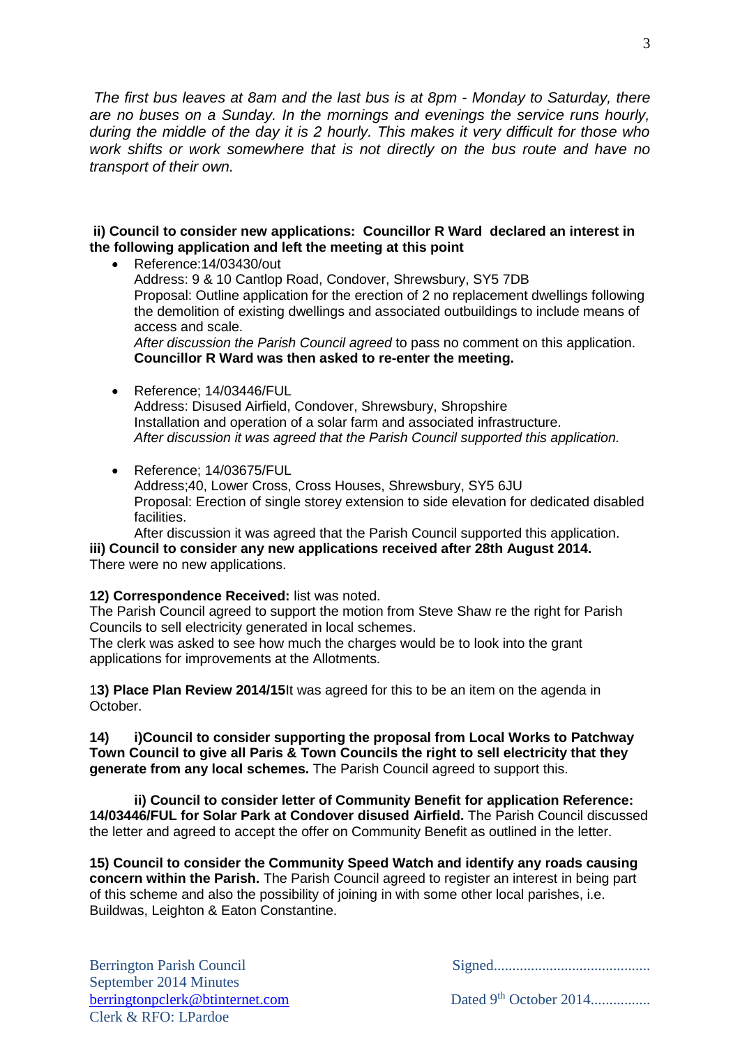*The first bus leaves at 8am and the last bus is at 8pm - Monday to Saturday, there are no buses on a Sunday. In the mornings and evenings the service runs hourly, during the middle of the day it is 2 hourly. This makes it very difficult for those who work shifts or work somewhere that is not directly on the bus route and have no transport of their own.*

**ii) Council to consider new applications: Councillor R Ward declared an interest in the following application and left the meeting at this point**

- Reference:14/03430/out
  Address: 9 & 10 Cantlop Road, Condover, Shrewsbury, SY5 7DB
  Proposal: Outline application for the erection of 2 no replacement dwellings following the demolition of existing dwellings and associated outbuildings to include means of access and scale.
  *After discussion the Parish Council agreed* to pass no comment on this application.
  **Councillor R Ward was then asked to re-enter the meeting.**

- Reference; 14/03446/FUL
  Address: Disused Airfield, Condover, Shrewsbury, Shropshire
  Installation and operation of a solar farm and associated infrastructure.
  *After discussion it was agreed that the Parish Council supported this application.*

- Reference; 14/03675/FUL
  Address;40, Lower Cross, Cross Houses, Shrewsbury, SY5 6JU
  Proposal: Erection of single storey extension to side elevation for dedicated disabled facilities.
  After discussion it was agreed that the Parish Council supported this application.

**iii) Council to consider any new applications received after 28th August 2014.**
There were no new applications.

**12) Correspondence Received:** list was noted.
The Parish Council agreed to support the motion from Steve Shaw re the right for Parish Councils to sell electricity generated in local schemes.
The clerk was asked to see how much the charges would be to look into the grant applications for improvements at the Allotments.

1**3) Place Plan Review 2014/15**It was agreed for this to be an item on the agenda in October.

**14) i)Council to consider supporting the proposal from Local Works to Patchway Town Council to give all Paris & Town Councils the right to sell electricity that they generate from any local schemes.** The Parish Council agreed to support this.

**ii) Council to consider letter of Community Benefit for application Reference: 14/03446/FUL for Solar Park at Condover disused Airfield.** The Parish Council discussed the letter and agreed to accept the offer on Community Benefit as outlined in the letter.

**15) Council to consider the Community Speed Watch and identify any roads causing concern within the Parish.** The Parish Council agreed to register an interest in being part of this scheme and also the possibility of joining in with some other local parishes, i.e. Buildwas, Leighton & Eaton Constantine.

Berrington Parish Council
September 2014 Minutes
berringtonpclerk@btinternet.com
Clerk & RFO: LPardoe

Signed..........................................

Dated 9th October 2014................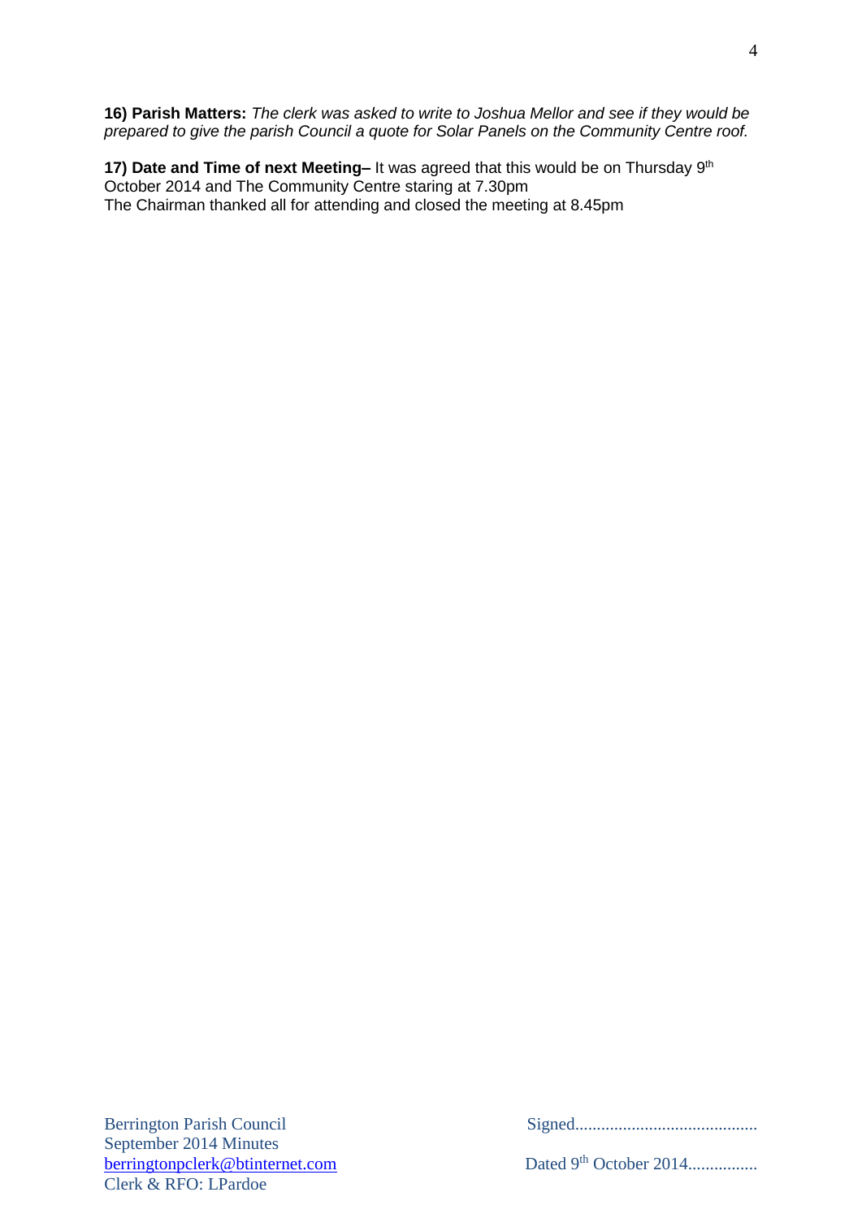**16) Parish Matters:** *The clerk was asked to write to Joshua Mellor and see if they would be prepared to give the parish Council a quote for Solar Panels on the Community Centre roof.*

**17) Date and Time of next Meeting–** It was agreed that this would be on Thursday 9th October 2014 and The Community Centre staring at 7.30pm
The Chairman thanked all for attending and closed the meeting at 8.45pm